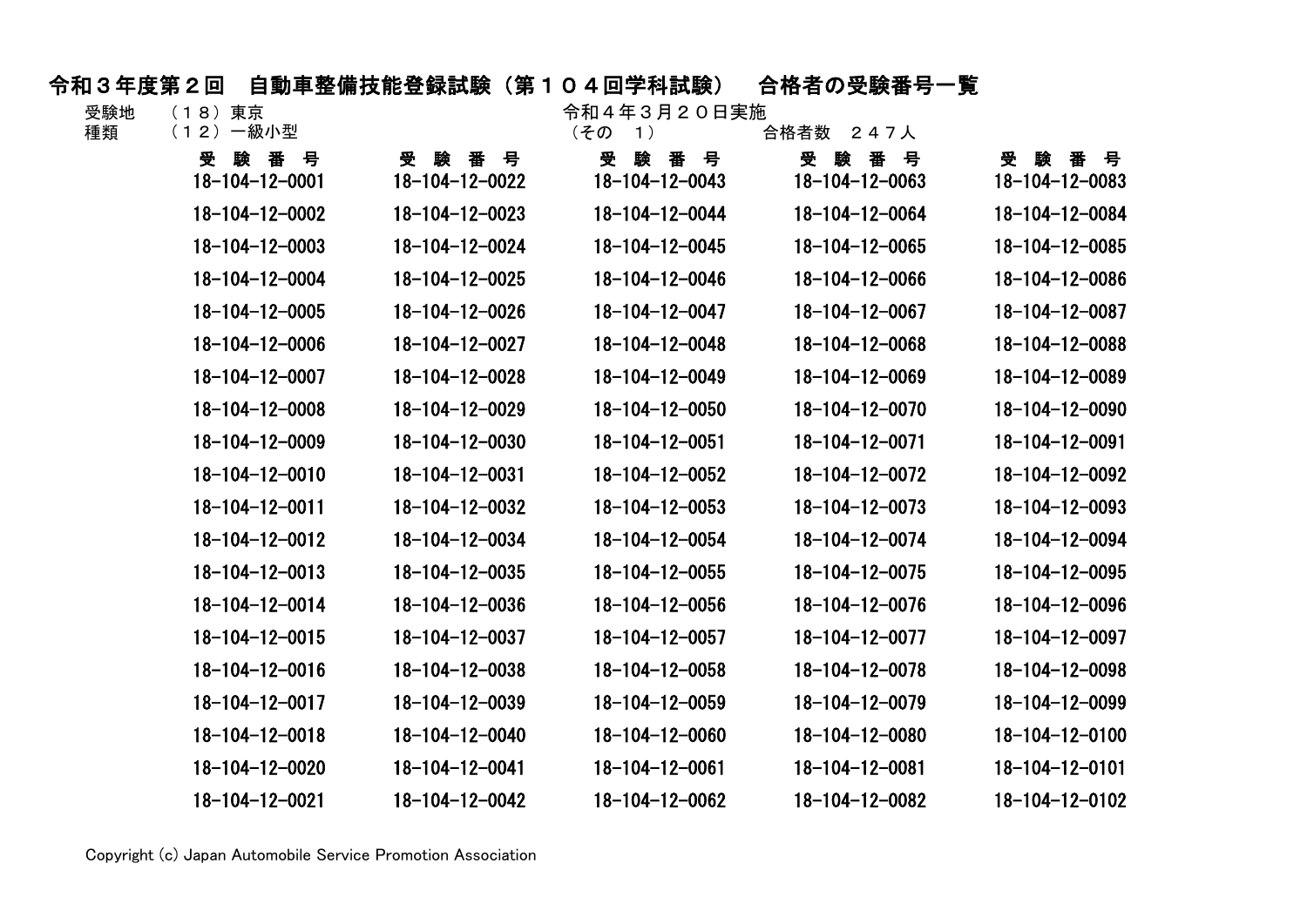# 令和３年度第２回　自動車整備技能登録試験（第１０４回学科試験）　合格者の受験番号一覧

受験地　（１８）東京　　　　令和４年３月２０日実施

種類　（１２）一級小型　　　（その　１）　　合格者数　２４７人

| 受　験　番　号 | 受　験　番　号 | 受　験　番　号 | 受　験　番　号 | 受　験　番　号 |
|---|---|---|---|---|
| 18-104-12-0001 | 18-104-12-0022 | 18-104-12-0043 | 18-104-12-0063 | 18-104-12-0083 |
| 18-104-12-0002 | 18-104-12-0023 | 18-104-12-0044 | 18-104-12-0064 | 18-104-12-0084 |
| 18-104-12-0003 | 18-104-12-0024 | 18-104-12-0045 | 18-104-12-0065 | 18-104-12-0085 |
| 18-104-12-0004 | 18-104-12-0025 | 18-104-12-0046 | 18-104-12-0066 | 18-104-12-0086 |
| 18-104-12-0005 | 18-104-12-0026 | 18-104-12-0047 | 18-104-12-0067 | 18-104-12-0087 |
| 18-104-12-0006 | 18-104-12-0027 | 18-104-12-0048 | 18-104-12-0068 | 18-104-12-0088 |
| 18-104-12-0007 | 18-104-12-0028 | 18-104-12-0049 | 18-104-12-0069 | 18-104-12-0089 |
| 18-104-12-0008 | 18-104-12-0029 | 18-104-12-0050 | 18-104-12-0070 | 18-104-12-0090 |
| 18-104-12-0009 | 18-104-12-0030 | 18-104-12-0051 | 18-104-12-0071 | 18-104-12-0091 |
| 18-104-12-0010 | 18-104-12-0031 | 18-104-12-0052 | 18-104-12-0072 | 18-104-12-0092 |
| 18-104-12-0011 | 18-104-12-0032 | 18-104-12-0053 | 18-104-12-0073 | 18-104-12-0093 |
| 18-104-12-0012 | 18-104-12-0034 | 18-104-12-0054 | 18-104-12-0074 | 18-104-12-0094 |
| 18-104-12-0013 | 18-104-12-0035 | 18-104-12-0055 | 18-104-12-0075 | 18-104-12-0095 |
| 18-104-12-0014 | 18-104-12-0036 | 18-104-12-0056 | 18-104-12-0076 | 18-104-12-0096 |
| 18-104-12-0015 | 18-104-12-0037 | 18-104-12-0057 | 18-104-12-0077 | 18-104-12-0097 |
| 18-104-12-0016 | 18-104-12-0038 | 18-104-12-0058 | 18-104-12-0078 | 18-104-12-0098 |
| 18-104-12-0017 | 18-104-12-0039 | 18-104-12-0059 | 18-104-12-0079 | 18-104-12-0099 |
| 18-104-12-0018 | 18-104-12-0040 | 18-104-12-0060 | 18-104-12-0080 | 18-104-12-0100 |
| 18-104-12-0020 | 18-104-12-0041 | 18-104-12-0061 | 18-104-12-0081 | 18-104-12-0101 |
| 18-104-12-0021 | 18-104-12-0042 | 18-104-12-0062 | 18-104-12-0082 | 18-104-12-0102 |

Copyright (c) Japan Automobile Service Promotion Association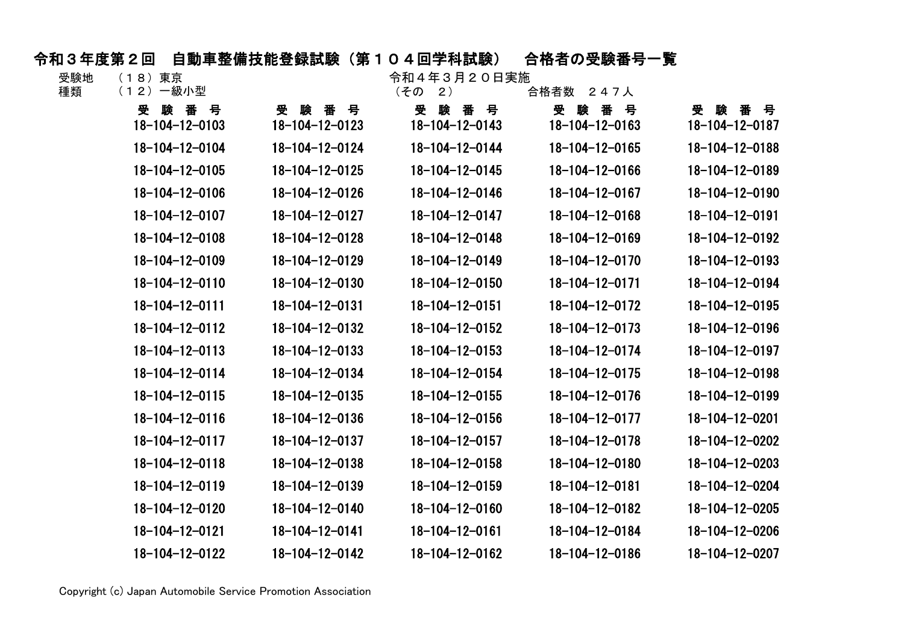# 令和３年度第２回　自動車整備技能登録試験（第１０４回学科試験）　合格者の受験番号一覧

受験地　（１８）東京　　令和４年３月２０日実施

種類　（１２）一級小型　　（その　２）　　合格者数　２４７人

| 受 験 番 号 | 受 験 番 号 | 受 験 番 号 | 受 験 番 号 | 受 験 番 号 |
|---|---|---|---|---|
| 18-104-12-0103 | 18-104-12-0123 | 18-104-12-0143 | 18-104-12-0163 | 18-104-12-0187 |
| 18-104-12-0104 | 18-104-12-0124 | 18-104-12-0144 | 18-104-12-0165 | 18-104-12-0188 |
| 18-104-12-0105 | 18-104-12-0125 | 18-104-12-0145 | 18-104-12-0166 | 18-104-12-0189 |
| 18-104-12-0106 | 18-104-12-0126 | 18-104-12-0146 | 18-104-12-0167 | 18-104-12-0190 |
| 18-104-12-0107 | 18-104-12-0127 | 18-104-12-0147 | 18-104-12-0168 | 18-104-12-0191 |
| 18-104-12-0108 | 18-104-12-0128 | 18-104-12-0148 | 18-104-12-0169 | 18-104-12-0192 |
| 18-104-12-0109 | 18-104-12-0129 | 18-104-12-0149 | 18-104-12-0170 | 18-104-12-0193 |
| 18-104-12-0110 | 18-104-12-0130 | 18-104-12-0150 | 18-104-12-0171 | 18-104-12-0194 |
| 18-104-12-0111 | 18-104-12-0131 | 18-104-12-0151 | 18-104-12-0172 | 18-104-12-0195 |
| 18-104-12-0112 | 18-104-12-0132 | 18-104-12-0152 | 18-104-12-0173 | 18-104-12-0196 |
| 18-104-12-0113 | 18-104-12-0133 | 18-104-12-0153 | 18-104-12-0174 | 18-104-12-0197 |
| 18-104-12-0114 | 18-104-12-0134 | 18-104-12-0154 | 18-104-12-0175 | 18-104-12-0198 |
| 18-104-12-0115 | 18-104-12-0135 | 18-104-12-0155 | 18-104-12-0176 | 18-104-12-0199 |
| 18-104-12-0116 | 18-104-12-0136 | 18-104-12-0156 | 18-104-12-0177 | 18-104-12-0201 |
| 18-104-12-0117 | 18-104-12-0137 | 18-104-12-0157 | 18-104-12-0178 | 18-104-12-0202 |
| 18-104-12-0118 | 18-104-12-0138 | 18-104-12-0158 | 18-104-12-0180 | 18-104-12-0203 |
| 18-104-12-0119 | 18-104-12-0139 | 18-104-12-0159 | 18-104-12-0181 | 18-104-12-0204 |
| 18-104-12-0120 | 18-104-12-0140 | 18-104-12-0160 | 18-104-12-0182 | 18-104-12-0205 |
| 18-104-12-0121 | 18-104-12-0141 | 18-104-12-0161 | 18-104-12-0184 | 18-104-12-0206 |
| 18-104-12-0122 | 18-104-12-0142 | 18-104-12-0162 | 18-104-12-0186 | 18-104-12-0207 |

Copyright (c) Japan Automobile Service Promotion Association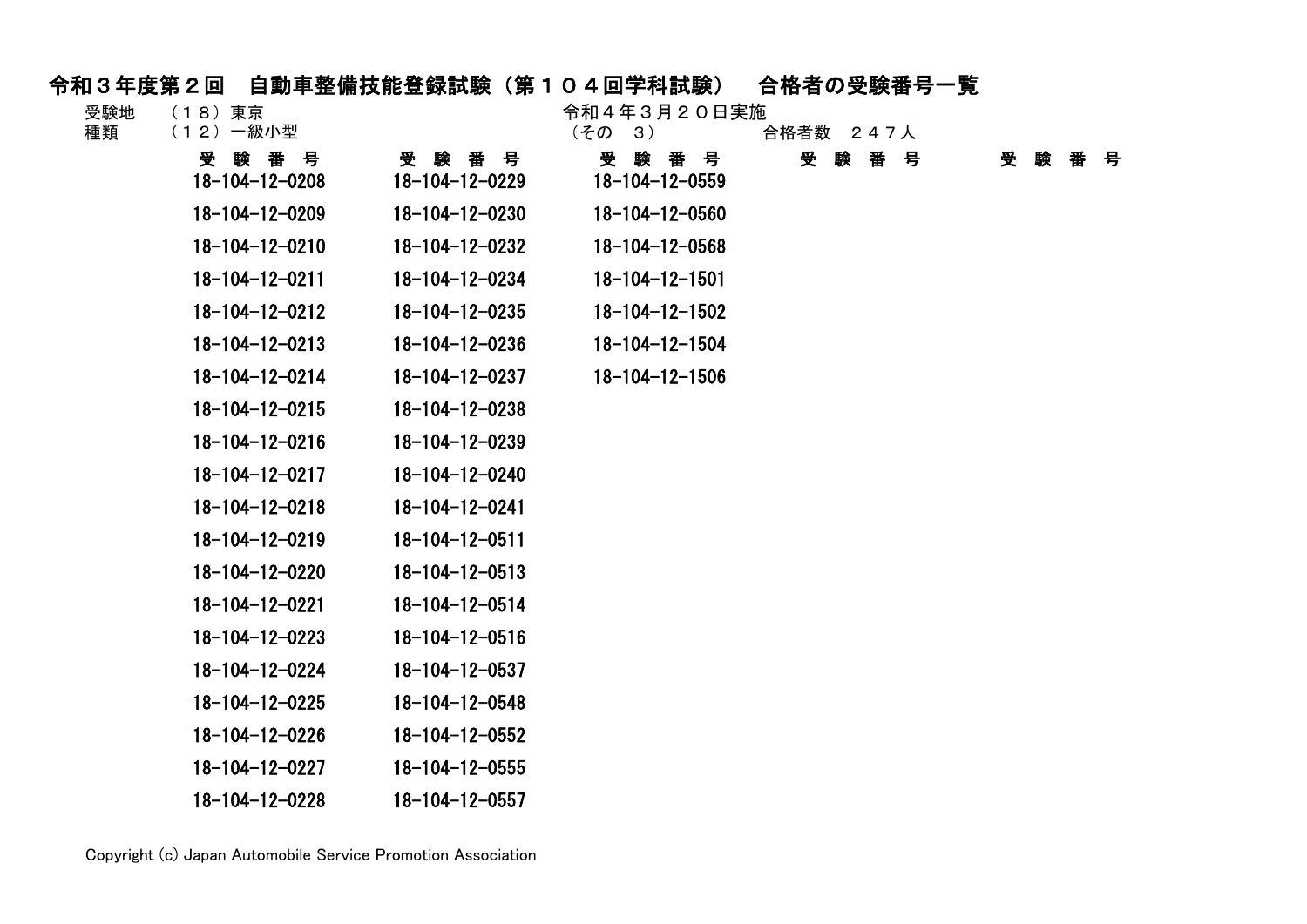# 令和３年度第２回　自動車整備技能登録試験（第１０４回学科試験）　合格者の受験番号一覧

受験地　（１８）東京　　　　　　　　　　　　　　令和４年３月２０日実施

種類　（１２）一級小型　　　　　　　　　　　　　（その　３）　　　　合格者数　２４７人

| 受 験 番 号 | 受 験 番 号 | 受 験 番 号 | 受 験 番 号 | 受 験 番 号 |
|---|---|---|---|---|
| 18-104-12-0208 | 18-104-12-0229 | 18-104-12-0559 | | |
| 18-104-12-0209 | 18-104-12-0230 | 18-104-12-0560 | | |
| 18-104-12-0210 | 18-104-12-0232 | 18-104-12-0568 | | |
| 18-104-12-0211 | 18-104-12-0234 | 18-104-12-1501 | | |
| 18-104-12-0212 | 18-104-12-0235 | 18-104-12-1502 | | |
| 18-104-12-0213 | 18-104-12-0236 | 18-104-12-1504 | | |
| 18-104-12-0214 | 18-104-12-0237 | 18-104-12-1506 | | |
| 18-104-12-0215 | 18-104-12-0238 | | | |
| 18-104-12-0216 | 18-104-12-0239 | | | |
| 18-104-12-0217 | 18-104-12-0240 | | | |
| 18-104-12-0218 | 18-104-12-0241 | | | |
| 18-104-12-0219 | 18-104-12-0511 | | | |
| 18-104-12-0220 | 18-104-12-0513 | | | |
| 18-104-12-0221 | 18-104-12-0514 | | | |
| 18-104-12-0223 | 18-104-12-0516 | | | |
| 18-104-12-0224 | 18-104-12-0537 | | | |
| 18-104-12-0225 | 18-104-12-0548 | | | |
| 18-104-12-0226 | 18-104-12-0552 | | | |
| 18-104-12-0227 | 18-104-12-0555 | | | |
| 18-104-12-0228 | 18-104-12-0557 | | | |

Copyright (c) Japan Automobile Service Promotion Association